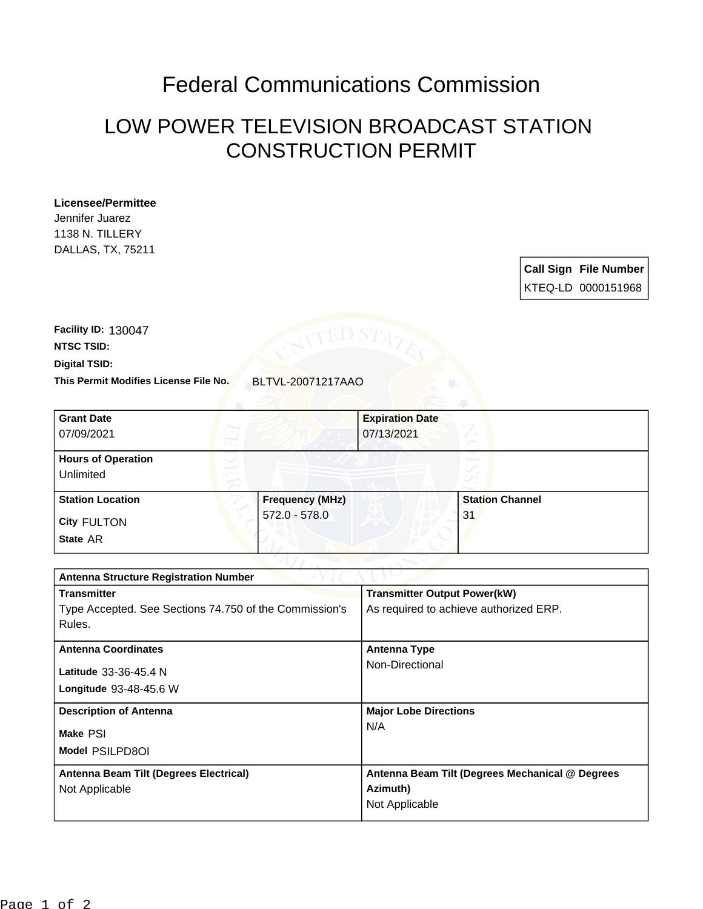# Federal Communications Commission

## LOW POWER TELEVISION BROADCAST STATION CONSTRUCTION PERMIT

**Licensee/Permittee**
Jennifer Juarez
1138 N. TILLERY
DALLAS, TX, 75211

| Call Sign | File Number |
|---|---|
| KTEQ-LD | 0000151968 |

**Facility ID:** 130047
**NTSC TSID:**
**Digital TSID:**
**This Permit Modifies License File No.** BLTVL-20071217AAO

| Grant Date | Expiration Date |
|---|---|
| 07/09/2021 | 07/13/2021 |

| Hours of Operation |
|---|
| Unlimited |

| Station Location | Frequency (MHz) | Station Channel |
|---|---|---|
| City FULTON<br>State AR | 572.0 - 578.0 | 31 |

| Antenna Structure Registration Number | |
|---|---|
| **Transmitter** | **Transmitter Output Power(kW)** |
| Type Accepted. See Sections 74.750 of the Commission's Rules. | As required to achieve authorized ERP. |
| **Antenna Coordinates** | **Antenna Type** |
| Latitude 33-36-45.4 N<br>Longitude 93-48-45.6 W | Non-Directional |
| **Description of Antenna** | **Major Lobe Directions** |
| Make PSI<br>Model PSILPD8OI | N/A |
| **Antenna Beam Tilt (Degrees Electrical)** | **Antenna Beam Tilt (Degrees Mechanical @ Degrees Azimuth)** |
| Not Applicable | Not Applicable |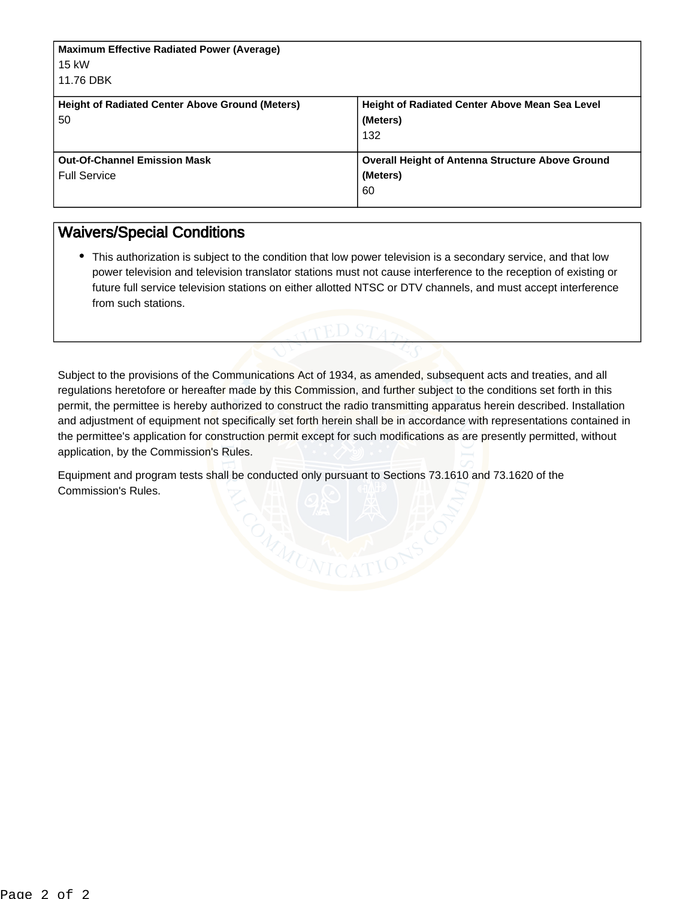| | |
|---|---|
| **Maximum Effective Radiated Power (Average)**<br>15 kW<br>11.76 DBK | |
| **Height of Radiated Center Above Ground (Meters)**<br>50 | **Height of Radiated Center Above Mean Sea Level (Meters)**<br>132 |
| **Out-Of-Channel Emission Mask**<br>Full Service | **Overall Height of Antenna Structure Above Ground (Meters)**<br>60 |

## Waivers/Special Conditions

- This authorization is subject to the condition that low power television is a secondary service, and that low power television and television translator stations must not cause interference to the reception of existing or future full service television stations on either allotted NTSC or DTV channels, and must accept interference from such stations.

Subject to the provisions of the Communications Act of 1934, as amended, subsequent acts and treaties, and all regulations heretofore or hereafter made by this Commission, and further subject to the conditions set forth in this permit, the permittee is hereby authorized to construct the radio transmitting apparatus herein described. Installation and adjustment of equipment not specifically set forth herein shall be in accordance with representations contained in the permittee's application for construction permit except for such modifications as are presently permitted, without application, by the Commission's Rules.

Equipment and program tests shall be conducted only pursuant to Sections 73.1610 and 73.1620 of the Commission's Rules.